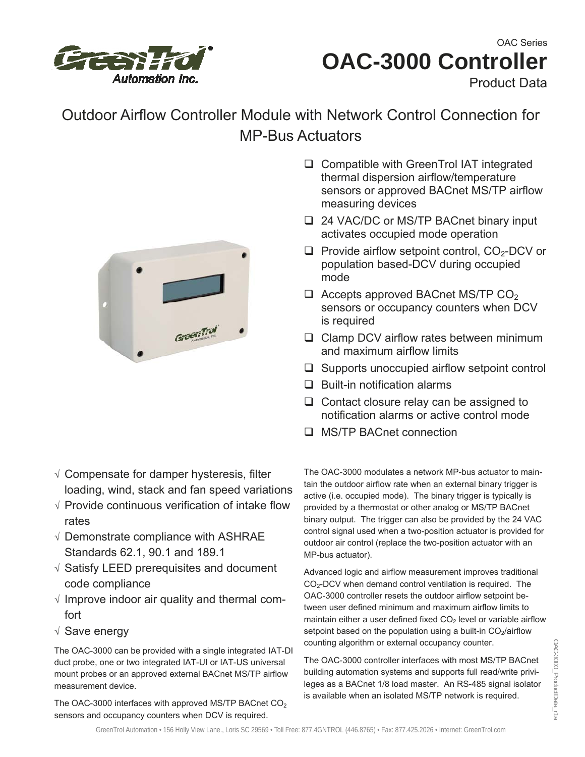OAC Series

# OAC-3000 Controller

Product Data

## Outdoor Airflow Controller Module with Network Control Connection for MP-Bus Actuators

- ❑ Compatible with GreenTrol IAT integrated thermal dispersion airflow/temperature sensors or approved BACnet MS/TP airflow measuring devices
- ❑ 24 VAC/DC or MS/TP BACnet binary input activates occupied mode operation
- ❑ Provide airflow setpoint control, $CO_2$-DCV or population based-DCV during occupied mode
- ❑ Accepts approved BACnet MS/TP $CO_2$ sensors or occupancy counters when DCV is required
- ❑ Clamp DCV airflow rates between minimum and maximum airflow limits
- ❑ Supports unoccupied airflow setpoint control
- ❑ Built-in notification alarms
- ❑ Contact closure relay can be assigned to notification alarms or active control mode
- ❑ MS/TP BACnet connection

- √ Compensate for damper hysteresis, filter loading, wind, stack and fan speed variations
- √ Provide continuous verification of intake flow rates
- √ Demonstrate compliance with ASHRAE Standards 62.1, 90.1 and 189.1
- √ Satisfy LEED prerequisites and document code compliance
- √ Improve indoor air quality and thermal comfort
- √ Save energy

The OAC-3000 can be provided with a single integrated IAT-DI duct probe, one or two integrated IAT-UI or IAT-US universal mount probes or an approved external BACnet MS/TP airflow measurement device.

The OAC-3000 interfaces with approved MS/TP BACnet $CO_2$ sensors and occupancy counters when DCV is required.

The OAC-3000 modulates a network MP-bus actuator to maintain the outdoor airflow rate when an external binary trigger is active (i.e. occupied mode). The binary trigger is typically is provided by a thermostat or other analog or MS/TP BACnet binary output. The trigger can also be provided by the 24 VAC control signal used when a two-position actuator is provided for outdoor air control (replace the two-position actuator with an MP-bus actuator).

Advanced logic and airflow measurement improves traditional $CO_2$-DCV when demand control ventilation is required. The OAC-3000 controller resets the outdoor airflow setpoint between user defined minimum and maximum airflow limits to maintain either a user defined fixed $CO_2$ level or variable airflow setpoint based on the population using a built-in $CO_2$/airflow counting algorithm or external occupancy counter.

The OAC-3000 controller interfaces with most MS/TP BACnet building automation systems and supports full read/write privileges as a BACnet 1/8 load master. An RS-485 signal isolator is available when an isolated MS/TP network is required.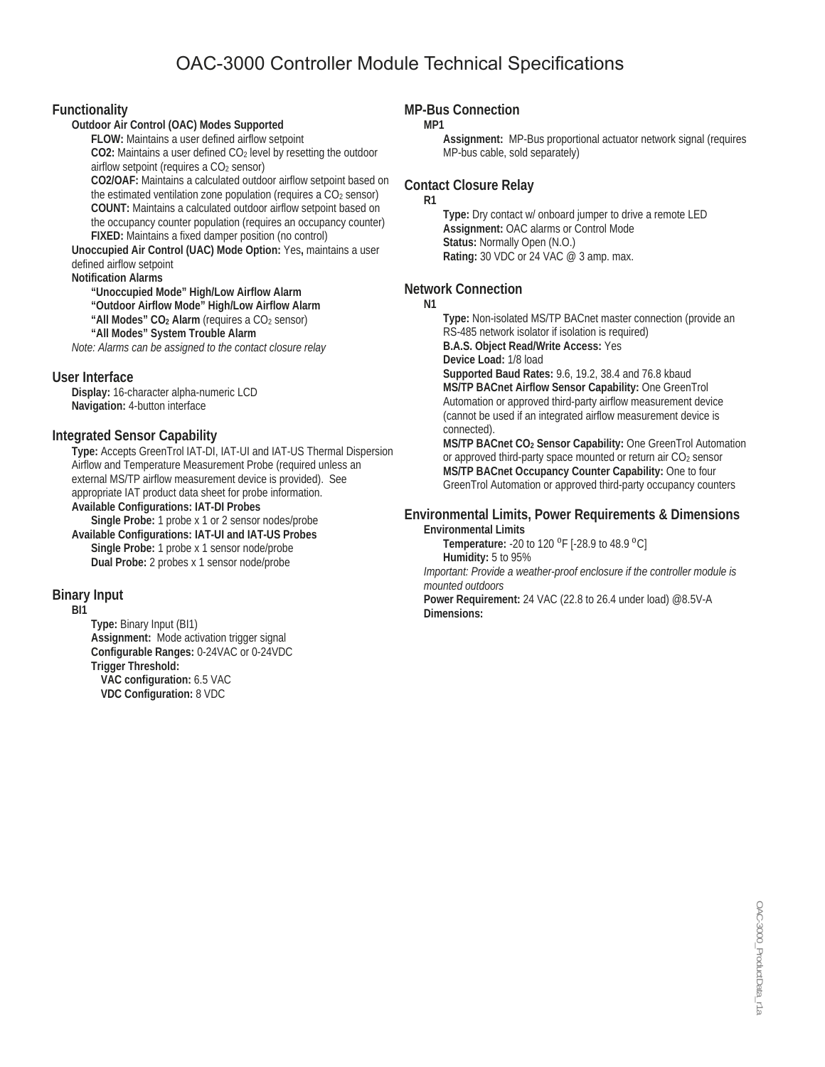# OAC-3000 Controller Module Technical Specifications

## Functionality

**Outdoor Air Control (OAC) Modes Supported**

**FLOW:** Maintains a user defined airflow setpoint

**CO2:** Maintains a user defined $CO_2$ level by resetting the outdoor airflow setpoint (requires a $CO_2$ sensor)

**CO2/OAF:** Maintains a calculated outdoor airflow setpoint based on the estimated ventilation zone population (requires a $CO_2$ sensor)

**COUNT:** Maintains a calculated outdoor airflow setpoint based on the occupancy counter population (requires an occupancy counter)

**FIXED:** Maintains a fixed damper position (no control)

**Unoccupied Air Control (UAC) Mode Option:** Yes**,** maintains a user defined airflow setpoint

**Notification Alarms**

**"Unoccupied Mode" High/Low Airflow Alarm**

**"Outdoor Airflow Mode" High/Low Airflow Alarm**

**"All Modes" $CO_2$ Alarm** (requires a $CO_2$ sensor)

**"All Modes" System Trouble Alarm**

*Note: Alarms can be assigned to the contact closure relay*

## User Interface

**Display:** 16-character alpha-numeric LCD

**Navigation:** 4-button interface

## Integrated Sensor Capability

**Type:** Accepts GreenTrol IAT-DI, IAT-UI and IAT-US Thermal Dispersion Airflow and Temperature Measurement Probe (required unless an external MS/TP airflow measurement device is provided). See appropriate IAT product data sheet for probe information.

**Available Configurations: IAT-DI Probes**

**Single Probe:** 1 probe x 1 or 2 sensor nodes/probe

**Available Configurations: IAT-UI and IAT-US Probes**

**Single Probe:** 1 probe x 1 sensor node/probe

**Dual Probe:** 2 probes x 1 sensor node/probe

## Binary Input

**BI1**

**Type:** Binary Input (BI1)

**Assignment:** Mode activation trigger signal

**Configurable Ranges:** 0-24VAC or 0-24VDC

**Trigger Threshold:**

**VAC configuration:** 6.5 VAC

**VDC Configuration:** 8 VDC

## MP-Bus Connection

**MP1**

**Assignment:** MP-Bus proportional actuator network signal (requires MP-bus cable, sold separately)

## Contact Closure Relay

**R1**

**Type:** Dry contact w/ onboard jumper to drive a remote LED

**Assignment:** OAC alarms or Control Mode

**Status:** Normally Open (N.O.)

**Rating:** 30 VDC or 24 VAC @ 3 amp. max.

## Network Connection

**N1**

**Type:** Non-isolated MS/TP BACnet master connection (provide an RS-485 network isolator if isolation is required)

**B.A.S. Object Read/Write Access:** Yes

**Device Load:** 1/8 load

**Supported Baud Rates:** 9.6, 19.2, 38.4 and 76.8 kbaud

**MS/TP BACnet Airflow Sensor Capability:** One GreenTrol Automation or approved third-party airflow measurement device (cannot be used if an integrated airflow measurement device is connected).

**MS/TP BACnet $CO_2$ Sensor Capability:** One GreenTrol Automation or approved third-party space mounted or return air $CO_2$ sensor

**MS/TP BACnet Occupancy Counter Capability:** One to four GreenTrol Automation or approved third-party occupancy counters

## Environmental Limits, Power Requirements & Dimensions

**Environmental Limits**

**Temperature:** -20 to 120 $^{o}$F [-28.9 to 48.9 $^{o}$C]

**Humidity:** 5 to 95%

*Important: Provide a weather-proof enclosure if the controller module is mounted outdoors*

**Power Requirement:** 24 VAC (22.8 to 26.4 under load) @8.5V-A

**Dimensions:**